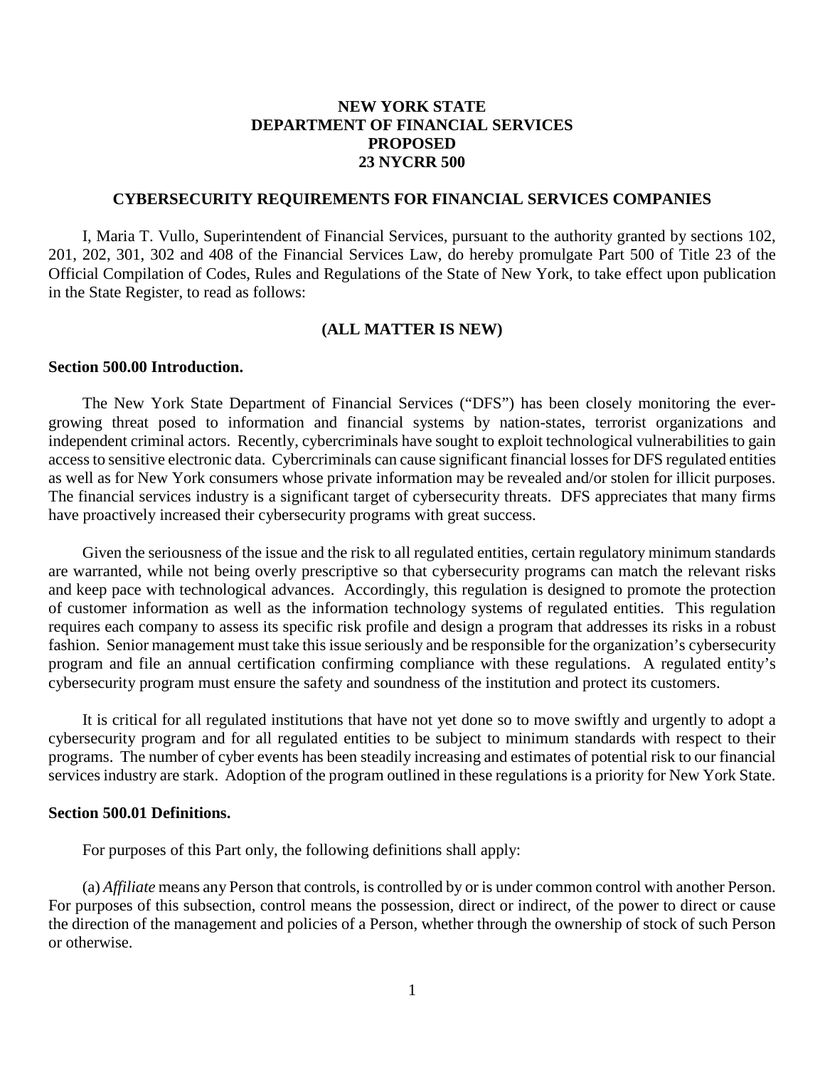# NEW YORK STATE DEPARTMENT OF FINANCIAL SERVICES PROPOSED 23 NYCRR 500

## CYBERSECURITY REQUIREMENTS FOR FINANCIAL SERVICES COMPANIES

I, Maria T. Vullo, Superintendent of Financial Services, pursuant to the authority granted by sections 102, 201, 202, 301, 302 and 408 of the Financial Services Law, do hereby promulgate Part 500 of Title 23 of the Official Compilation of Codes, Rules and Regulations of the State of New York, to take effect upon publication in the State Register, to read as follows:

**(ALL MATTER IS NEW)**

### Section 500.00 Introduction.

The New York State Department of Financial Services ("DFS") has been closely monitoring the ever-growing threat posed to information and financial systems by nation-states, terrorist organizations and independent criminal actors. Recently, cybercriminals have sought to exploit technological vulnerabilities to gain access to sensitive electronic data. Cybercriminals can cause significant financial losses for DFS regulated entities as well as for New York consumers whose private information may be revealed and/or stolen for illicit purposes. The financial services industry is a significant target of cybersecurity threats. DFS appreciates that many firms have proactively increased their cybersecurity programs with great success.

Given the seriousness of the issue and the risk to all regulated entities, certain regulatory minimum standards are warranted, while not being overly prescriptive so that cybersecurity programs can match the relevant risks and keep pace with technological advances. Accordingly, this regulation is designed to promote the protection of customer information as well as the information technology systems of regulated entities. This regulation requires each company to assess its specific risk profile and design a program that addresses its risks in a robust fashion. Senior management must take this issue seriously and be responsible for the organization's cybersecurity program and file an annual certification confirming compliance with these regulations. A regulated entity's cybersecurity program must ensure the safety and soundness of the institution and protect its customers.

It is critical for all regulated institutions that have not yet done so to move swiftly and urgently to adopt a cybersecurity program and for all regulated entities to be subject to minimum standards with respect to their programs. The number of cyber events has been steadily increasing and estimates of potential risk to our financial services industry are stark. Adoption of the program outlined in these regulations is a priority for New York State.

### Section 500.01 Definitions.

For purposes of this Part only, the following definitions shall apply:

(a) *Affiliate* means any Person that controls, is controlled by or is under common control with another Person. For purposes of this subsection, control means the possession, direct or indirect, of the power to direct or cause the direction of the management and policies of a Person, whether through the ownership of stock of such Person or otherwise.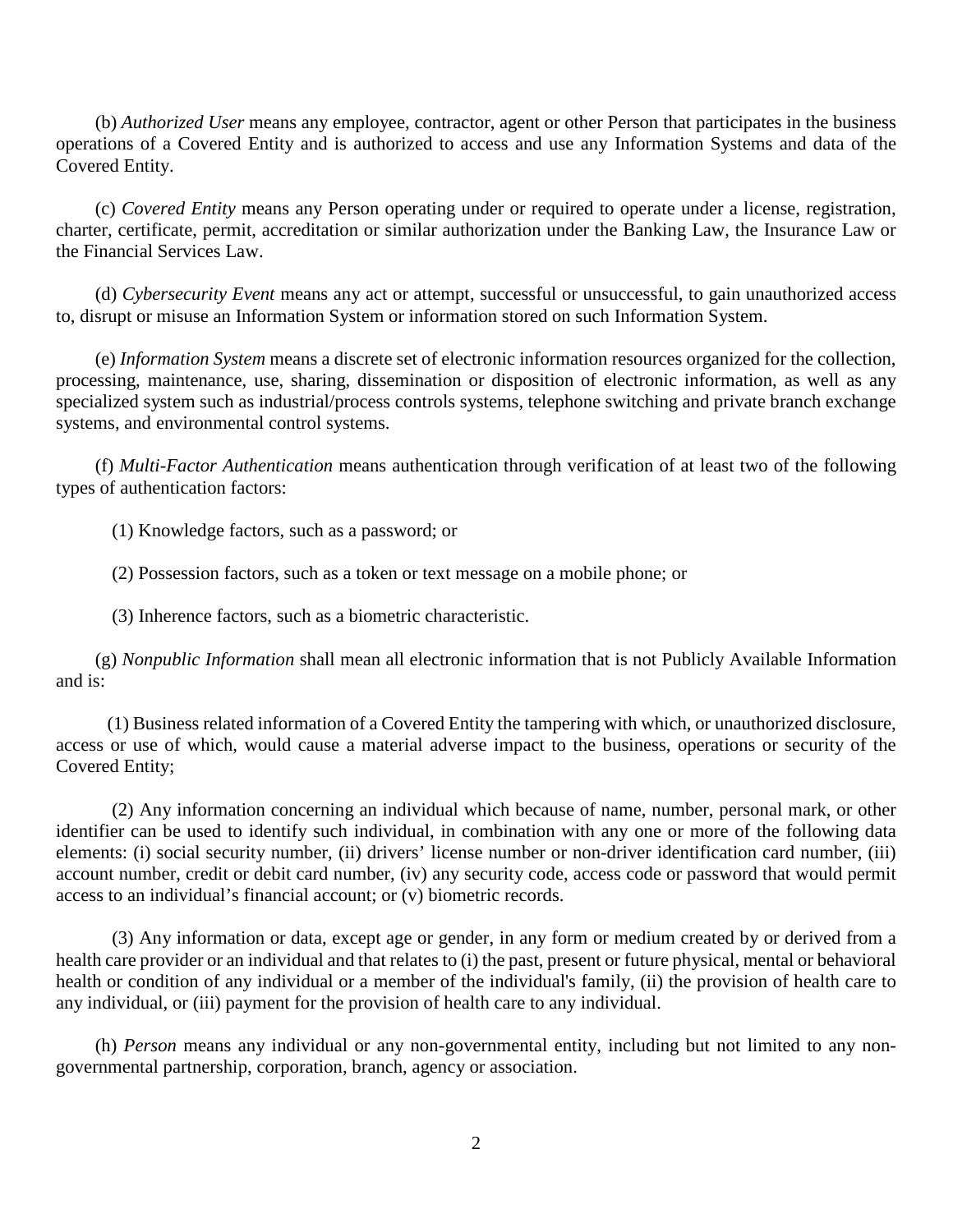(b) *Authorized User* means any employee, contractor, agent or other Person that participates in the business operations of a Covered Entity and is authorized to access and use any Information Systems and data of the Covered Entity.

(c) *Covered Entity* means any Person operating under or required to operate under a license, registration, charter, certificate, permit, accreditation or similar authorization under the Banking Law, the Insurance Law or the Financial Services Law.

(d) *Cybersecurity Event* means any act or attempt, successful or unsuccessful, to gain unauthorized access to, disrupt or misuse an Information System or information stored on such Information System.

(e) *Information System* means a discrete set of electronic information resources organized for the collection, processing, maintenance, use, sharing, dissemination or disposition of electronic information, as well as any specialized system such as industrial/process controls systems, telephone switching and private branch exchange systems, and environmental control systems.

(f) *Multi-Factor Authentication* means authentication through verification of at least two of the following types of authentication factors:

(1) Knowledge factors, such as a password; or

(2) Possession factors, such as a token or text message on a mobile phone; or

(3) Inherence factors, such as a biometric characteristic.

(g) *Nonpublic Information* shall mean all electronic information that is not Publicly Available Information and is:

(1) Business related information of a Covered Entity the tampering with which, or unauthorized disclosure, access or use of which, would cause a material adverse impact to the business, operations or security of the Covered Entity;

(2) Any information concerning an individual which because of name, number, personal mark, or other identifier can be used to identify such individual, in combination with any one or more of the following data elements: (i) social security number, (ii) drivers' license number or non-driver identification card number, (iii) account number, credit or debit card number, (iv) any security code, access code or password that would permit access to an individual's financial account; or (v) biometric records.

(3) Any information or data, except age or gender, in any form or medium created by or derived from a health care provider or an individual and that relates to (i) the past, present or future physical, mental or behavioral health or condition of any individual or a member of the individual's family, (ii) the provision of health care to any individual, or (iii) payment for the provision of health care to any individual.

(h) *Person* means any individual or any non-governmental entity, including but not limited to any non-governmental partnership, corporation, branch, agency or association.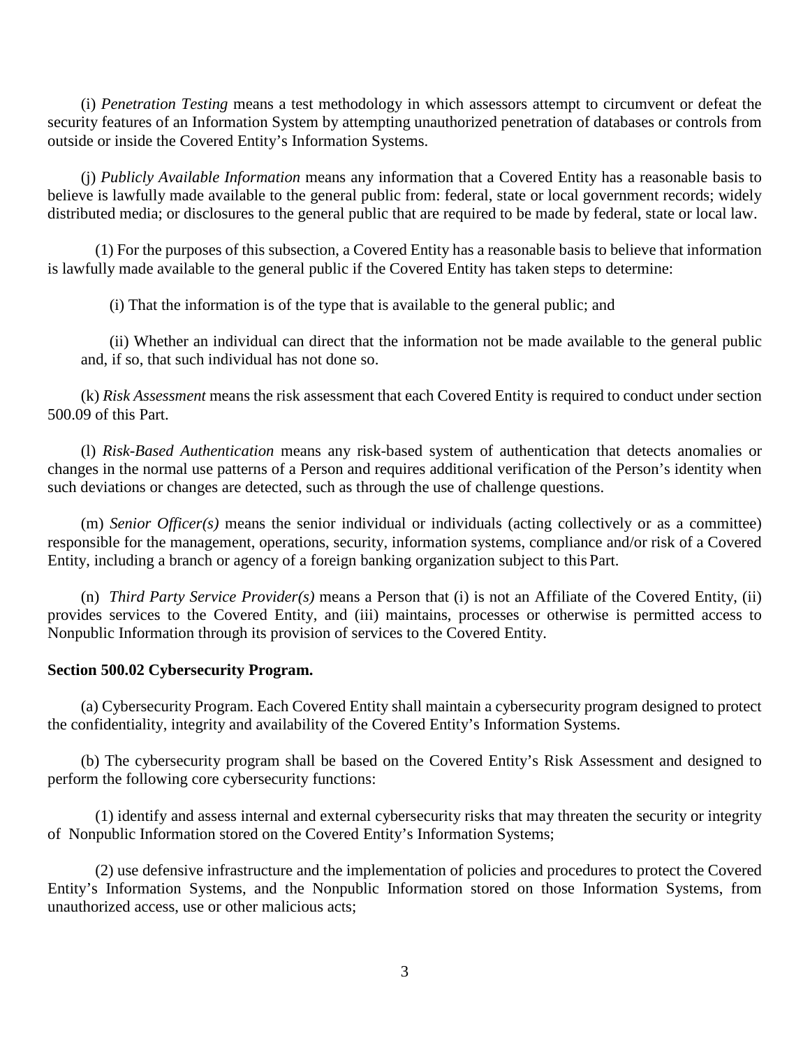(i) *Penetration Testing* means a test methodology in which assessors attempt to circumvent or defeat the security features of an Information System by attempting unauthorized penetration of databases or controls from outside or inside the Covered Entity's Information Systems.

(j) *Publicly Available Information* means any information that a Covered Entity has a reasonable basis to believe is lawfully made available to the general public from: federal, state or local government records; widely distributed media; or disclosures to the general public that are required to be made by federal, state or local law.

(1) For the purposes of this subsection, a Covered Entity has a reasonable basis to believe that information is lawfully made available to the general public if the Covered Entity has taken steps to determine:

(i) That the information is of the type that is available to the general public; and

(ii) Whether an individual can direct that the information not be made available to the general public and, if so, that such individual has not done so.

(k) *Risk Assessment* means the risk assessment that each Covered Entity is required to conduct under section 500.09 of this Part.

(l) *Risk-Based Authentication* means any risk-based system of authentication that detects anomalies or changes in the normal use patterns of a Person and requires additional verification of the Person's identity when such deviations or changes are detected, such as through the use of challenge questions.

(m) *Senior Officer(s)* means the senior individual or individuals (acting collectively or as a committee) responsible for the management, operations, security, information systems, compliance and/or risk of a Covered Entity, including a branch or agency of a foreign banking organization subject to this Part.

(n) *Third Party Service Provider(s)* means a Person that (i) is not an Affiliate of the Covered Entity, (ii) provides services to the Covered Entity, and (iii) maintains, processes or otherwise is permitted access to Nonpublic Information through its provision of services to the Covered Entity.

**Section 500.02 Cybersecurity Program.**

(a) Cybersecurity Program. Each Covered Entity shall maintain a cybersecurity program designed to protect the confidentiality, integrity and availability of the Covered Entity's Information Systems.

(b) The cybersecurity program shall be based on the Covered Entity's Risk Assessment and designed to perform the following core cybersecurity functions:

(1) identify and assess internal and external cybersecurity risks that may threaten the security or integrity of Nonpublic Information stored on the Covered Entity's Information Systems;

(2) use defensive infrastructure and the implementation of policies and procedures to protect the Covered Entity's Information Systems, and the Nonpublic Information stored on those Information Systems, from unauthorized access, use or other malicious acts;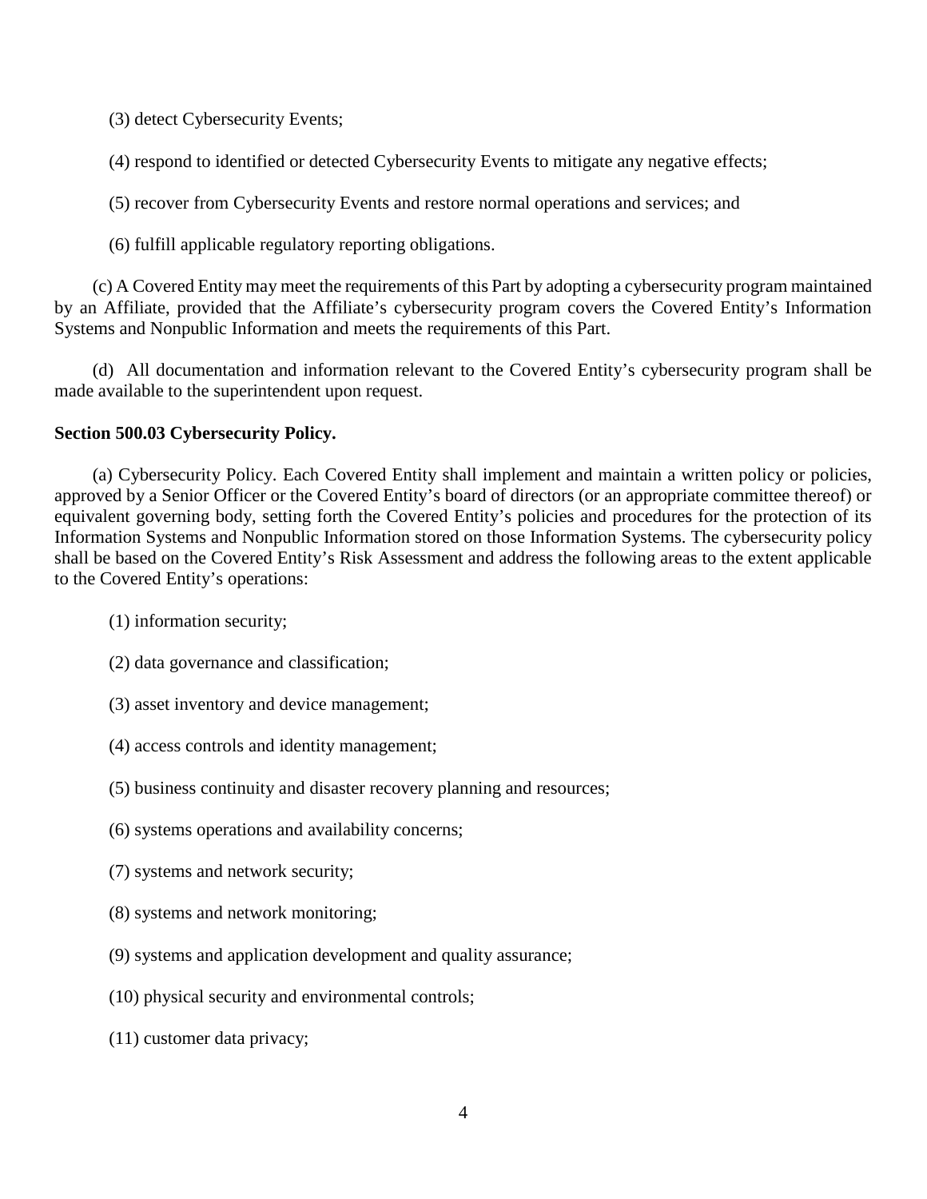(3) detect Cybersecurity Events;

(4) respond to identified or detected Cybersecurity Events to mitigate any negative effects;

(5) recover from Cybersecurity Events and restore normal operations and services; and

(6) fulfill applicable regulatory reporting obligations.

(c) A Covered Entity may meet the requirements of this Part by adopting a cybersecurity program maintained by an Affiliate, provided that the Affiliate's cybersecurity program covers the Covered Entity's Information Systems and Nonpublic Information and meets the requirements of this Part.

(d) All documentation and information relevant to the Covered Entity's cybersecurity program shall be made available to the superintendent upon request.

**Section 500.03 Cybersecurity Policy.**

(a) Cybersecurity Policy. Each Covered Entity shall implement and maintain a written policy or policies, approved by a Senior Officer or the Covered Entity's board of directors (or an appropriate committee thereof) or equivalent governing body, setting forth the Covered Entity's policies and procedures for the protection of its Information Systems and Nonpublic Information stored on those Information Systems. The cybersecurity policy shall be based on the Covered Entity's Risk Assessment and address the following areas to the extent applicable to the Covered Entity's operations:

(1) information security;

(2) data governance and classification;

(3) asset inventory and device management;

(4) access controls and identity management;

(5) business continuity and disaster recovery planning and resources;

(6) systems operations and availability concerns;

(7) systems and network security;

(8) systems and network monitoring;

(9) systems and application development and quality assurance;

(10) physical security and environmental controls;

(11) customer data privacy;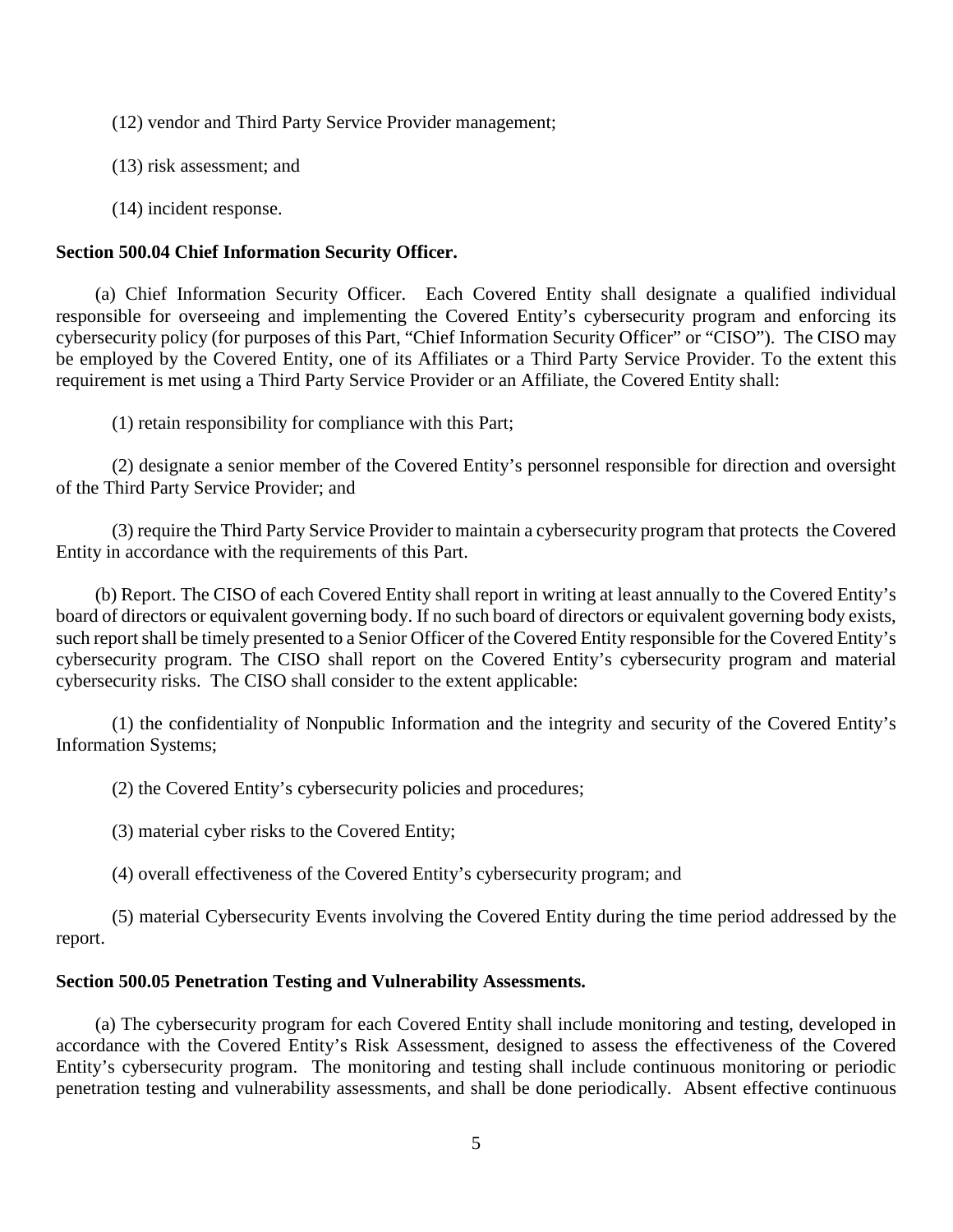(12) vendor and Third Party Service Provider management;

(13) risk assessment; and

(14) incident response.

**Section 500.04 Chief Information Security Officer.**

(a) Chief Information Security Officer. Each Covered Entity shall designate a qualified individual responsible for overseeing and implementing the Covered Entity's cybersecurity program and enforcing its cybersecurity policy (for purposes of this Part, "Chief Information Security Officer" or "CISO"). The CISO may be employed by the Covered Entity, one of its Affiliates or a Third Party Service Provider. To the extent this requirement is met using a Third Party Service Provider or an Affiliate, the Covered Entity shall:

(1) retain responsibility for compliance with this Part;

(2) designate a senior member of the Covered Entity's personnel responsible for direction and oversight of the Third Party Service Provider; and

(3) require the Third Party Service Provider to maintain a cybersecurity program that protects the Covered Entity in accordance with the requirements of this Part.

(b) Report. The CISO of each Covered Entity shall report in writing at least annually to the Covered Entity's board of directors or equivalent governing body. If no such board of directors or equivalent governing body exists, such report shall be timely presented to a Senior Officer of the Covered Entity responsible for the Covered Entity's cybersecurity program. The CISO shall report on the Covered Entity's cybersecurity program and material cybersecurity risks. The CISO shall consider to the extent applicable:

(1) the confidentiality of Nonpublic Information and the integrity and security of the Covered Entity's Information Systems;

(2) the Covered Entity's cybersecurity policies and procedures;

(3) material cyber risks to the Covered Entity;

(4) overall effectiveness of the Covered Entity's cybersecurity program; and

(5) material Cybersecurity Events involving the Covered Entity during the time period addressed by the report.

**Section 500.05 Penetration Testing and Vulnerability Assessments.**

(a) The cybersecurity program for each Covered Entity shall include monitoring and testing, developed in accordance with the Covered Entity's Risk Assessment, designed to assess the effectiveness of the Covered Entity's cybersecurity program. The monitoring and testing shall include continuous monitoring or periodic penetration testing and vulnerability assessments, and shall be done periodically. Absent effective continuous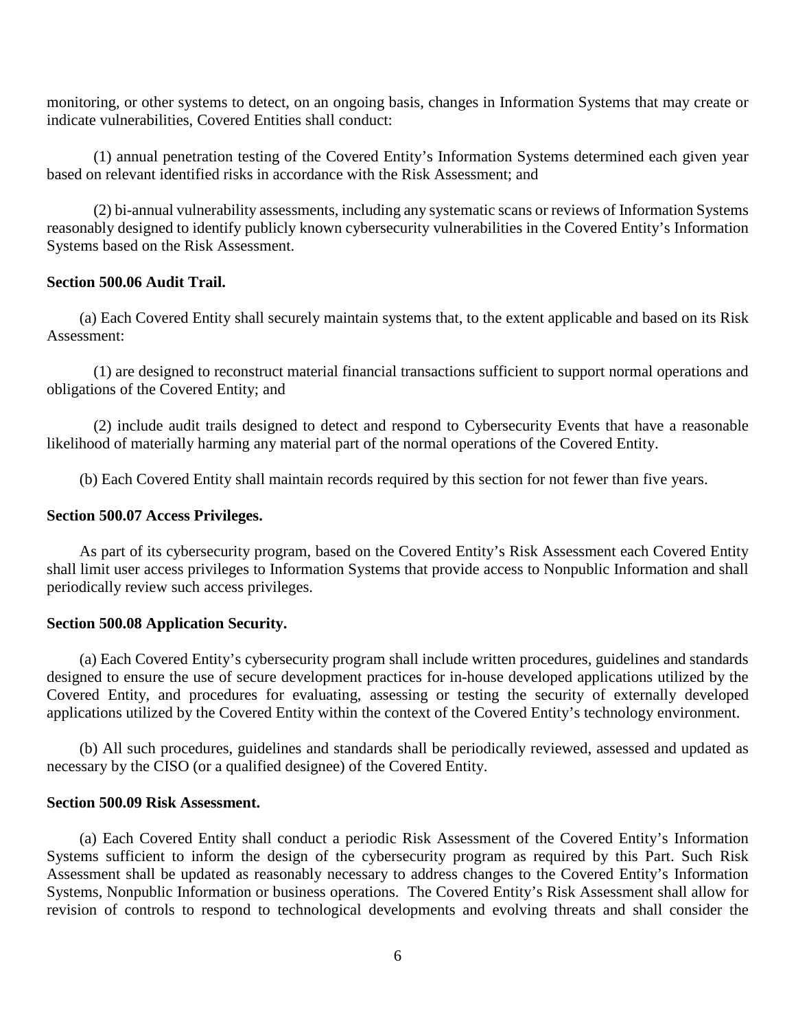monitoring, or other systems to detect, on an ongoing basis, changes in Information Systems that may create or indicate vulnerabilities, Covered Entities shall conduct:

(1) annual penetration testing of the Covered Entity's Information Systems determined each given year based on relevant identified risks in accordance with the Risk Assessment; and

(2) bi-annual vulnerability assessments, including any systematic scans or reviews of Information Systems reasonably designed to identify publicly known cybersecurity vulnerabilities in the Covered Entity's Information Systems based on the Risk Assessment.

**Section 500.06 Audit Trail.**

(a) Each Covered Entity shall securely maintain systems that, to the extent applicable and based on its Risk Assessment:

(1) are designed to reconstruct material financial transactions sufficient to support normal operations and obligations of the Covered Entity; and

(2) include audit trails designed to detect and respond to Cybersecurity Events that have a reasonable likelihood of materially harming any material part of the normal operations of the Covered Entity.

(b) Each Covered Entity shall maintain records required by this section for not fewer than five years.

**Section 500.07 Access Privileges.**

As part of its cybersecurity program, based on the Covered Entity's Risk Assessment each Covered Entity shall limit user access privileges to Information Systems that provide access to Nonpublic Information and shall periodically review such access privileges.

**Section 500.08 Application Security.**

(a) Each Covered Entity's cybersecurity program shall include written procedures, guidelines and standards designed to ensure the use of secure development practices for in-house developed applications utilized by the Covered Entity, and procedures for evaluating, assessing or testing the security of externally developed applications utilized by the Covered Entity within the context of the Covered Entity's technology environment.

(b) All such procedures, guidelines and standards shall be periodically reviewed, assessed and updated as necessary by the CISO (or a qualified designee) of the Covered Entity.

**Section 500.09 Risk Assessment.**

(a) Each Covered Entity shall conduct a periodic Risk Assessment of the Covered Entity's Information Systems sufficient to inform the design of the cybersecurity program as required by this Part. Such Risk Assessment shall be updated as reasonably necessary to address changes to the Covered Entity's Information Systems, Nonpublic Information or business operations. The Covered Entity's Risk Assessment shall allow for revision of controls to respond to technological developments and evolving threats and shall consider the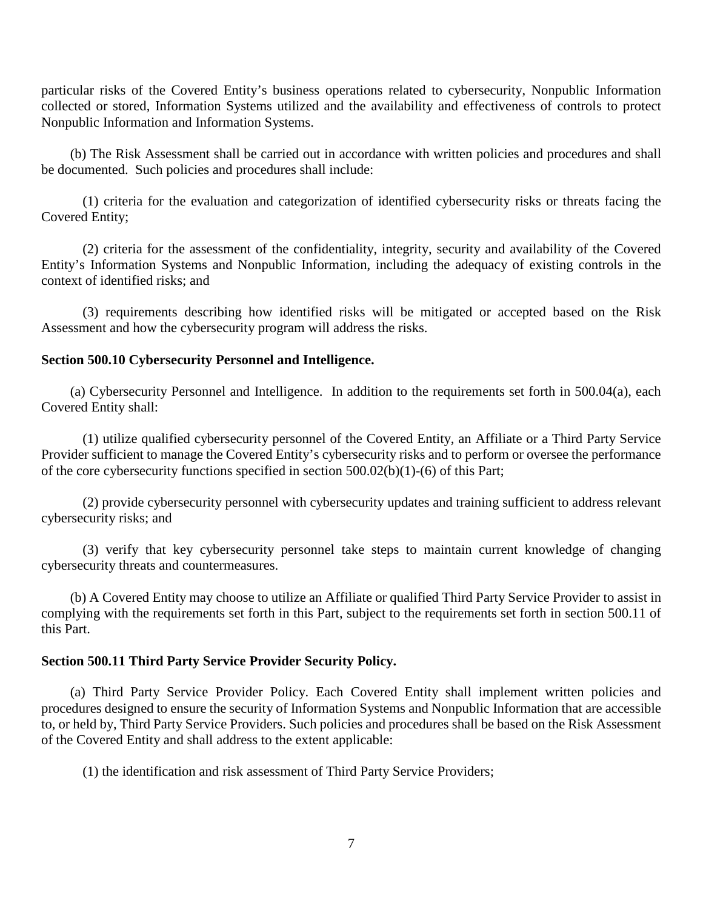particular risks of the Covered Entity's business operations related to cybersecurity, Nonpublic Information collected or stored, Information Systems utilized and the availability and effectiveness of controls to protect Nonpublic Information and Information Systems.

(b) The Risk Assessment shall be carried out in accordance with written policies and procedures and shall be documented. Such policies and procedures shall include:

(1) criteria for the evaluation and categorization of identified cybersecurity risks or threats facing the Covered Entity;

(2) criteria for the assessment of the confidentiality, integrity, security and availability of the Covered Entity's Information Systems and Nonpublic Information, including the adequacy of existing controls in the context of identified risks; and

(3) requirements describing how identified risks will be mitigated or accepted based on the Risk Assessment and how the cybersecurity program will address the risks.

**Section 500.10 Cybersecurity Personnel and Intelligence.**

(a) Cybersecurity Personnel and Intelligence. In addition to the requirements set forth in 500.04(a), each Covered Entity shall:

(1) utilize qualified cybersecurity personnel of the Covered Entity, an Affiliate or a Third Party Service Provider sufficient to manage the Covered Entity's cybersecurity risks and to perform or oversee the performance of the core cybersecurity functions specified in section 500.02(b)(1)-(6) of this Part;

(2) provide cybersecurity personnel with cybersecurity updates and training sufficient to address relevant cybersecurity risks; and

(3) verify that key cybersecurity personnel take steps to maintain current knowledge of changing cybersecurity threats and countermeasures.

(b) A Covered Entity may choose to utilize an Affiliate or qualified Third Party Service Provider to assist in complying with the requirements set forth in this Part, subject to the requirements set forth in section 500.11 of this Part.

**Section 500.11 Third Party Service Provider Security Policy.**

(a) Third Party Service Provider Policy. Each Covered Entity shall implement written policies and procedures designed to ensure the security of Information Systems and Nonpublic Information that are accessible to, or held by, Third Party Service Providers. Such policies and procedures shall be based on the Risk Assessment of the Covered Entity and shall address to the extent applicable:

(1) the identification and risk assessment of Third Party Service Providers;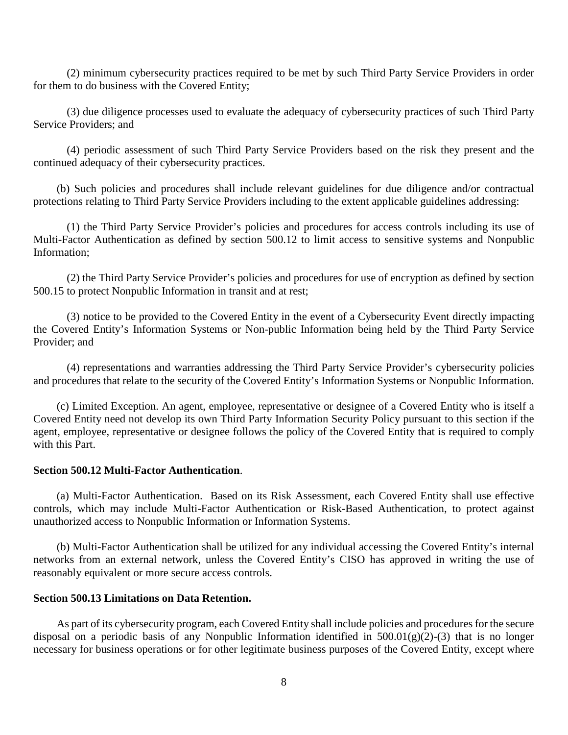(2) minimum cybersecurity practices required to be met by such Third Party Service Providers in order for them to do business with the Covered Entity;

(3) due diligence processes used to evaluate the adequacy of cybersecurity practices of such Third Party Service Providers; and

(4) periodic assessment of such Third Party Service Providers based on the risk they present and the continued adequacy of their cybersecurity practices.

(b) Such policies and procedures shall include relevant guidelines for due diligence and/or contractual protections relating to Third Party Service Providers including to the extent applicable guidelines addressing:

(1) the Third Party Service Provider's policies and procedures for access controls including its use of Multi-Factor Authentication as defined by section 500.12 to limit access to sensitive systems and Nonpublic Information;

(2) the Third Party Service Provider's policies and procedures for use of encryption as defined by section 500.15 to protect Nonpublic Information in transit and at rest;

(3) notice to be provided to the Covered Entity in the event of a Cybersecurity Event directly impacting the Covered Entity's Information Systems or Non-public Information being held by the Third Party Service Provider; and

(4) representations and warranties addressing the Third Party Service Provider's cybersecurity policies and procedures that relate to the security of the Covered Entity's Information Systems or Nonpublic Information.

(c) Limited Exception. An agent, employee, representative or designee of a Covered Entity who is itself a Covered Entity need not develop its own Third Party Information Security Policy pursuant to this section if the agent, employee, representative or designee follows the policy of the Covered Entity that is required to comply with this Part.

**Section 500.12 Multi-Factor Authentication**.

(a) Multi-Factor Authentication. Based on its Risk Assessment, each Covered Entity shall use effective controls, which may include Multi-Factor Authentication or Risk-Based Authentication, to protect against unauthorized access to Nonpublic Information or Information Systems.

(b) Multi-Factor Authentication shall be utilized for any individual accessing the Covered Entity's internal networks from an external network, unless the Covered Entity's CISO has approved in writing the use of reasonably equivalent or more secure access controls.

**Section 500.13 Limitations on Data Retention.**

As part of its cybersecurity program, each Covered Entity shall include policies and procedures for the secure disposal on a periodic basis of any Nonpublic Information identified in 500.01(g)(2)-(3) that is no longer necessary for business operations or for other legitimate business purposes of the Covered Entity, except where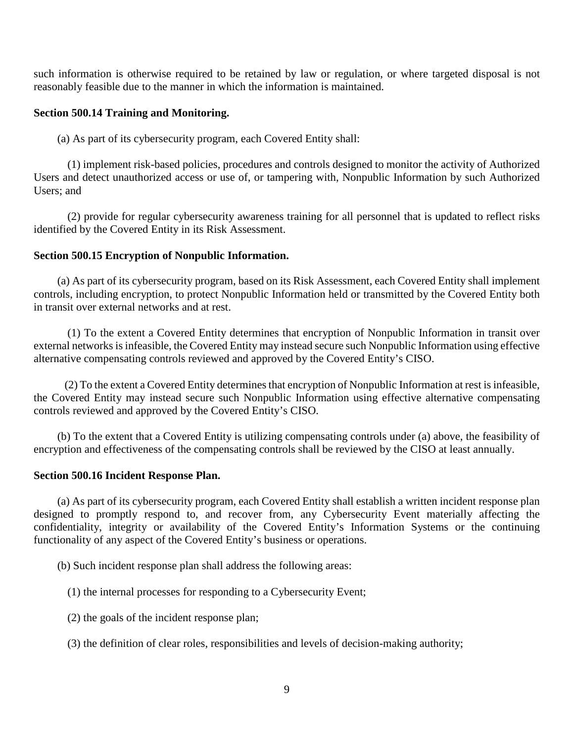such information is otherwise required to be retained by law or regulation, or where targeted disposal is not reasonably feasible due to the manner in which the information is maintained.

**Section 500.14 Training and Monitoring.**

(a) As part of its cybersecurity program, each Covered Entity shall:

(1) implement risk-based policies, procedures and controls designed to monitor the activity of Authorized Users and detect unauthorized access or use of, or tampering with, Nonpublic Information by such Authorized Users; and

(2) provide for regular cybersecurity awareness training for all personnel that is updated to reflect risks identified by the Covered Entity in its Risk Assessment.

**Section 500.15 Encryption of Nonpublic Information.**

(a) As part of its cybersecurity program, based on its Risk Assessment, each Covered Entity shall implement controls, including encryption, to protect Nonpublic Information held or transmitted by the Covered Entity both in transit over external networks and at rest.

(1) To the extent a Covered Entity determines that encryption of Nonpublic Information in transit over external networks is infeasible, the Covered Entity may instead secure such Nonpublic Information using effective alternative compensating controls reviewed and approved by the Covered Entity's CISO.

(2) To the extent a Covered Entity determines that encryption of Nonpublic Information at rest is infeasible, the Covered Entity may instead secure such Nonpublic Information using effective alternative compensating controls reviewed and approved by the Covered Entity's CISO.

(b) To the extent that a Covered Entity is utilizing compensating controls under (a) above, the feasibility of encryption and effectiveness of the compensating controls shall be reviewed by the CISO at least annually.

**Section 500.16 Incident Response Plan.**

(a) As part of its cybersecurity program, each Covered Entity shall establish a written incident response plan designed to promptly respond to, and recover from, any Cybersecurity Event materially affecting the confidentiality, integrity or availability of the Covered Entity's Information Systems or the continuing functionality of any aspect of the Covered Entity's business or operations.

(b) Such incident response plan shall address the following areas:

(1) the internal processes for responding to a Cybersecurity Event;

(2) the goals of the incident response plan;

(3) the definition of clear roles, responsibilities and levels of decision-making authority;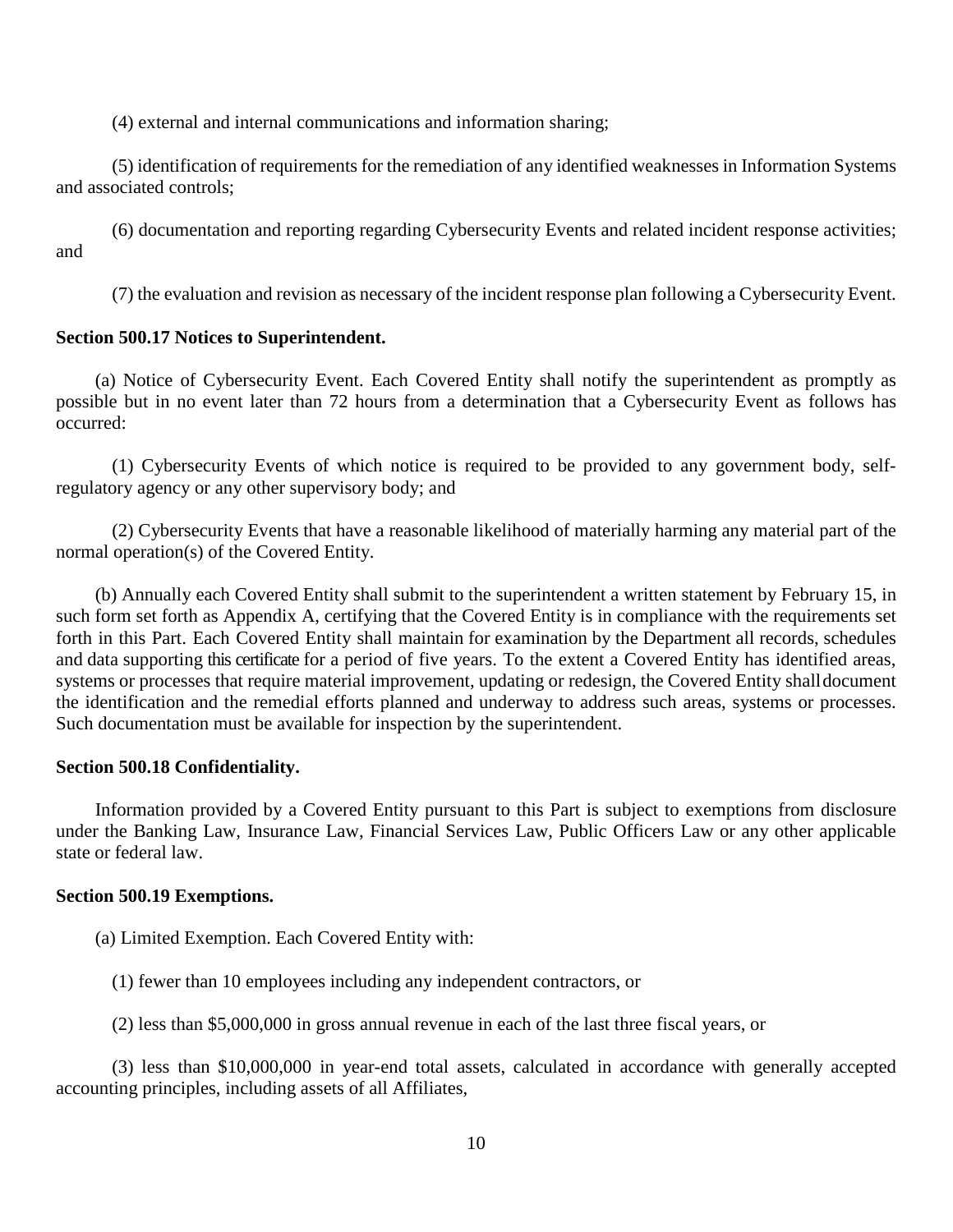(4) external and internal communications and information sharing;

(5) identification of requirements for the remediation of any identified weaknesses in Information Systems and associated controls;

(6) documentation and reporting regarding Cybersecurity Events and related incident response activities; and

(7) the evaluation and revision as necessary of the incident response plan following a Cybersecurity Event.

**Section 500.17 Notices to Superintendent.**

(a) Notice of Cybersecurity Event. Each Covered Entity shall notify the superintendent as promptly as possible but in no event later than 72 hours from a determination that a Cybersecurity Event as follows has occurred:

(1) Cybersecurity Events of which notice is required to be provided to any government body, self-regulatory agency or any other supervisory body; and

(2) Cybersecurity Events that have a reasonable likelihood of materially harming any material part of the normal operation(s) of the Covered Entity.

(b) Annually each Covered Entity shall submit to the superintendent a written statement by February 15, in such form set forth as Appendix A, certifying that the Covered Entity is in compliance with the requirements set forth in this Part. Each Covered Entity shall maintain for examination by the Department all records, schedules and data supporting this certificate for a period of five years. To the extent a Covered Entity has identified areas, systems or processes that require material improvement, updating or redesign, the Covered Entity shall document the identification and the remedial efforts planned and underway to address such areas, systems or processes. Such documentation must be available for inspection by the superintendent.

**Section 500.18 Confidentiality.**

Information provided by a Covered Entity pursuant to this Part is subject to exemptions from disclosure under the Banking Law, Insurance Law, Financial Services Law, Public Officers Law or any other applicable state or federal law.

**Section 500.19 Exemptions.**

(a) Limited Exemption. Each Covered Entity with:

(1) fewer than 10 employees including any independent contractors, or

(2) less than $5,000,000 in gross annual revenue in each of the last three fiscal years, or

(3) less than $10,000,000 in year-end total assets, calculated in accordance with generally accepted accounting principles, including assets of all Affiliates,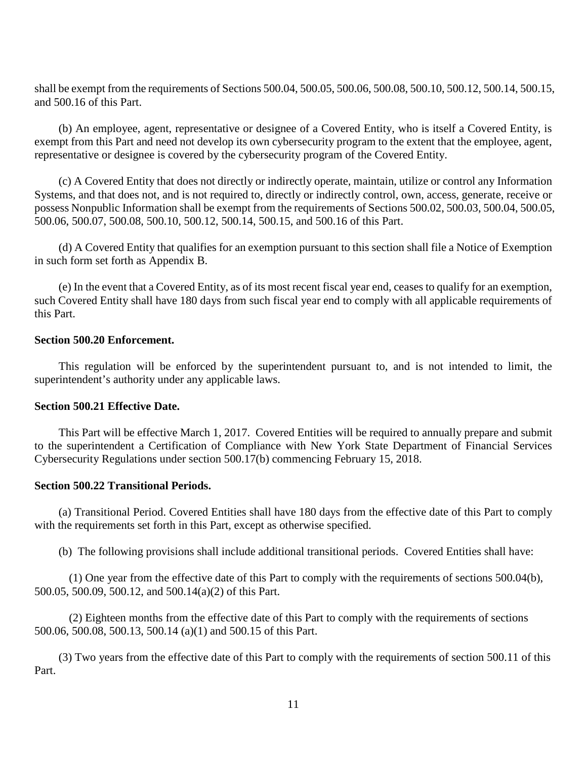shall be exempt from the requirements of Sections 500.04, 500.05, 500.06, 500.08, 500.10, 500.12, 500.14, 500.15, and 500.16 of this Part.

(b) An employee, agent, representative or designee of a Covered Entity, who is itself a Covered Entity, is exempt from this Part and need not develop its own cybersecurity program to the extent that the employee, agent, representative or designee is covered by the cybersecurity program of the Covered Entity.

(c) A Covered Entity that does not directly or indirectly operate, maintain, utilize or control any Information Systems, and that does not, and is not required to, directly or indirectly control, own, access, generate, receive or possess Nonpublic Information shall be exempt from the requirements of Sections 500.02, 500.03, 500.04, 500.05, 500.06, 500.07, 500.08, 500.10, 500.12, 500.14, 500.15, and 500.16 of this Part.

(d) A Covered Entity that qualifies for an exemption pursuant to this section shall file a Notice of Exemption in such form set forth as Appendix B.

(e) In the event that a Covered Entity, as of its most recent fiscal year end, ceases to qualify for an exemption, such Covered Entity shall have 180 days from such fiscal year end to comply with all applicable requirements of this Part.

**Section 500.20 Enforcement.**

This regulation will be enforced by the superintendent pursuant to, and is not intended to limit, the superintendent's authority under any applicable laws.

**Section 500.21 Effective Date.**

This Part will be effective March 1, 2017. Covered Entities will be required to annually prepare and submit to the superintendent a Certification of Compliance with New York State Department of Financial Services Cybersecurity Regulations under section 500.17(b) commencing February 15, 2018.

**Section 500.22 Transitional Periods.**

(a) Transitional Period. Covered Entities shall have 180 days from the effective date of this Part to comply with the requirements set forth in this Part, except as otherwise specified.

(b) The following provisions shall include additional transitional periods. Covered Entities shall have:

(1) One year from the effective date of this Part to comply with the requirements of sections 500.04(b), 500.05, 500.09, 500.12, and 500.14(a)(2) of this Part.

(2) Eighteen months from the effective date of this Part to comply with the requirements of sections 500.06, 500.08, 500.13, 500.14 (a)(1) and 500.15 of this Part.

(3) Two years from the effective date of this Part to comply with the requirements of section 500.11 of this Part.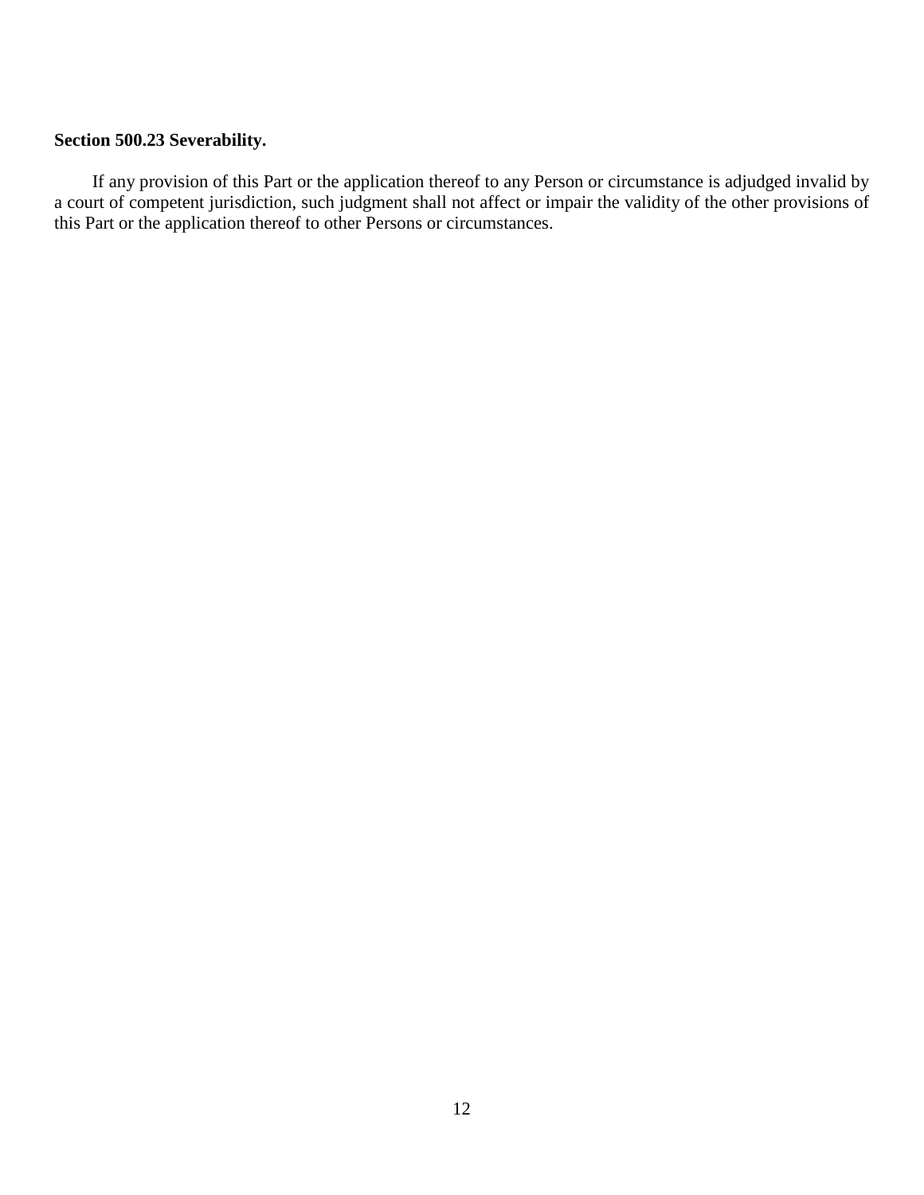**Section 500.23 Severability.**

If any provision of this Part or the application thereof to any Person or circumstance is adjudged invalid by a court of competent jurisdiction, such judgment shall not affect or impair the validity of the other provisions of this Part or the application thereof to other Persons or circumstances.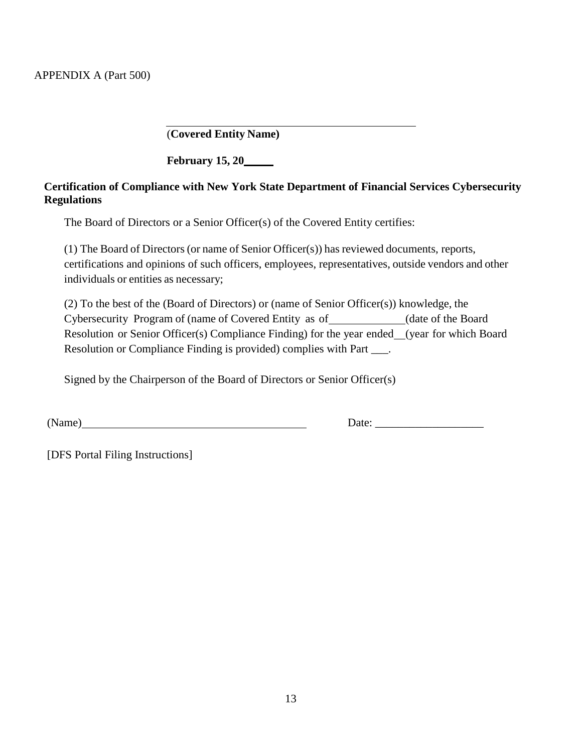APPENDIX A (Part 500)

\_\_\_\_\_\_\_\_\_\_\_\_\_\_\_\_\_\_\_\_\_\_\_\_\_\_\_\_\_\_\_\_\_\_\_\_\_\_\_\_

(**Covered Entity Name)**

**February 15, 20\_\_\_\_\_**

**Certification of Compliance with New York State Department of Financial Services Cybersecurity Regulations**

The Board of Directors or a Senior Officer(s) of the Covered Entity certifies:

(1) The Board of Directors (or name of Senior Officer(s)) has reviewed documents, reports, certifications and opinions of such officers, employees, representatives, outside vendors and other individuals or entities as necessary;

(2) To the best of the (Board of Directors) or (name of Senior Officer(s)) knowledge, the Cybersecurity Program of (name of Covered Entity as of\_\_\_\_\_\_\_\_\_\_\_\_\_(date of the Board Resolution or Senior Officer(s) Compliance Finding) for the year ended\_\_(year for which Board Resolution or Compliance Finding is provided) complies with Part \_\_\_.

Signed by the Chairperson of the Board of Directors or Senior Officer(s)

(Name)\_\_\_\_\_\_\_\_\_\_\_\_\_\_\_\_\_\_\_\_\_\_\_\_\_\_\_\_\_\_\_\_\_\_\_\_\_\_\_ Date: \_\_\_\_\_\_\_\_\_\_\_\_\_\_\_\_\_\_\_

[DFS Portal Filing Instructions]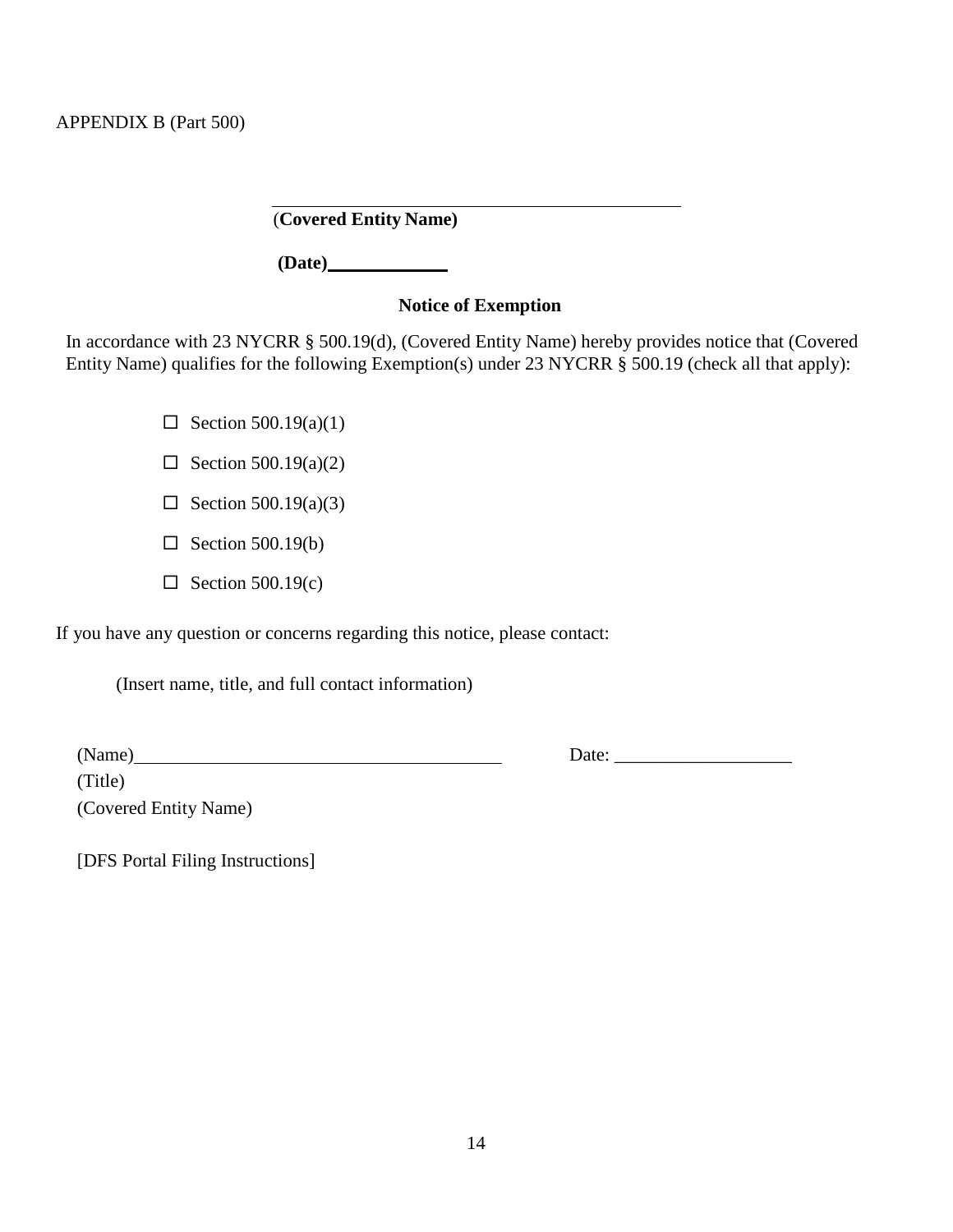APPENDIX B (Part 500)

______________________________________________

(**Covered Entity Name)**

**(Date)**____________

**Notice of Exemption**

In accordance with 23 NYCRR § 500.19(d), (Covered Entity Name) hereby provides notice that (Covered Entity Name) qualifies for the following Exemption(s) under 23 NYCRR § 500.19 (check all that apply):

- ☐ Section 500.19(a)(1)
- ☐ Section 500.19(a)(2)
- ☐ Section 500.19(a)(3)
- ☐ Section 500.19(b)
- ☐ Section 500.19(c)

If you have any question or concerns regarding this notice, please contact:

(Insert name, title, and full contact information)

(Name)______________________________________ Date: ___________________

(Title)

(Covered Entity Name)

[DFS Portal Filing Instructions]